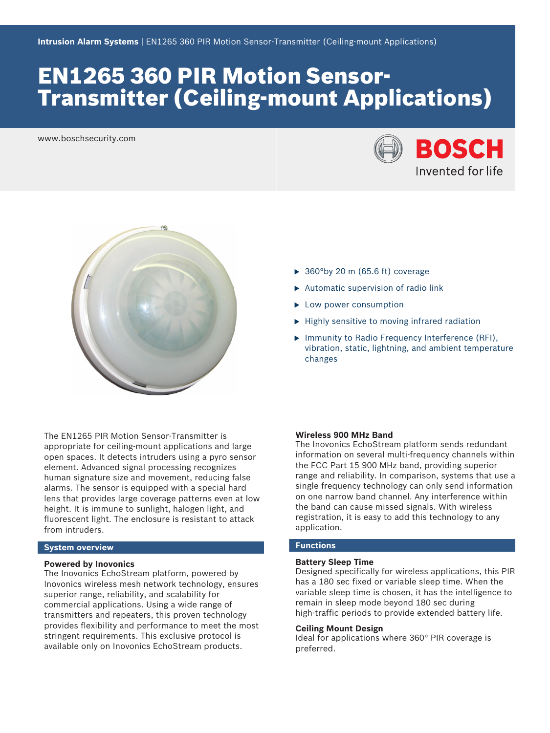**Intrusion Alarm Systems** | EN1265 360 PIR Motion Sensor-Transmitter (Ceiling-mount Applications)

# EN1265 360 PIR Motion Sensor-Transmitter (Ceiling-mount Applications)

www.boschsecurity.com

- 360°by 20 m (65.6 ft) coverage
- Automatic supervision of radio link
- Low power consumption
- Highly sensitive to moving infrared radiation
- Immunity to Radio Frequency Interference (RFI), vibration, static, lightning, and ambient temperature changes

The EN1265 PIR Motion Sensor-Transmitter is appropriate for ceiling-mount applications and large open spaces. It detects intruders using a pyro sensor element. Advanced signal processing recognizes human signature size and movement, reducing false alarms. The sensor is equipped with a special hard lens that provides large coverage patterns even at low height. It is immune to sunlight, halogen light, and fluorescent light. The enclosure is resistant to attack from intruders.

## System overview

### Powered by Inovonics

The Inovonics EchoStream platform, powered by Inovonics wireless mesh network technology, ensures superior range, reliability, and scalability for commercial applications. Using a wide range of transmitters and repeaters, this proven technology provides flexibility and performance to meet the most stringent requirements. This exclusive protocol is available only on Inovonics EchoStream products.

### Wireless 900 MHz Band

The Inovonics EchoStream platform sends redundant information on several multi-frequency channels within the FCC Part 15 900 MHz band, providing superior range and reliability. In comparison, systems that use a single frequency technology can only send information on one narrow band channel. Any interference within the band can cause missed signals. With wireless registration, it is easy to add this technology to any application.

## Functions

### Battery Sleep Time

Designed specifically for wireless applications, this PIR has a 180 sec fixed or variable sleep time. When the variable sleep time is chosen, it has the intelligence to remain in sleep mode beyond 180 sec during high-traffic periods to provide extended battery life.

### Ceiling Mount Design

Ideal for applications where 360° PIR coverage is preferred.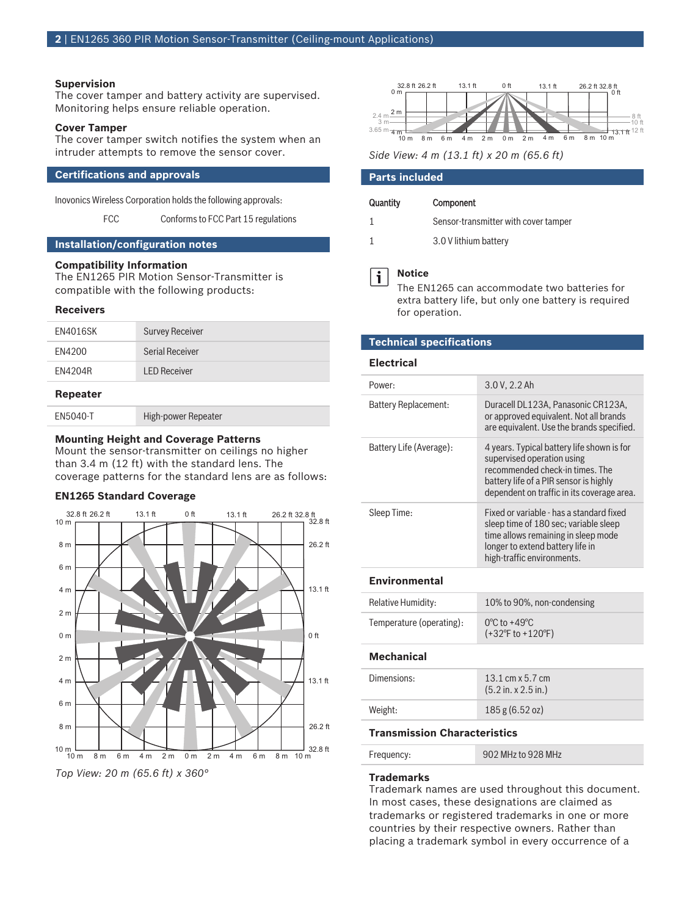### Supervision

The cover tamper and battery activity are supervised. Monitoring helps ensure reliable operation.

### Cover Tamper

The cover tamper switch notifies the system when an intruder attempts to remove the sensor cover.

## Certifications and approvals

Inovonics Wireless Corporation holds the following approvals:

| | |
|---|---|
| FCC | Conforms to FCC Part 15 regulations |

## Installation/configuration notes

### Compatibility Information

The EN1265 PIR Motion Sensor-Transmitter is compatible with the following products:

### Receivers

| | |
|---|---|
| EN4016SK | Survey Receiver |
| EN4200 | Serial Receiver |
| EN4204R | LED Receiver |

### Repeater

| | |
|---|---|
| EN5040-T | High-power Repeater |

### Mounting Height and Coverage Patterns

Mount the sensor-transmitter on ceilings no higher than 3.4 m (12 ft) with the standard lens. The coverage patterns for the standard lens are as follows:

### EN1265 Standard Coverage

*Top View: 20 m (65.6 ft) x 360°*

*Side View: 4 m (13.1 ft) x 20 m (65.6 ft)*

## Parts included

| Quantity | Component |
|---|---|
| 1 | Sensor-transmitter with cover tamper |
| 1 | 3.0 V lithium battery |

**Notice**

The EN1265 can accommodate two batteries for extra battery life, but only one battery is required for operation.

## Technical specifications

### Electrical

| | |
|---|---|
| Power: | 3.0 V, 2.2 Ah |
| Battery Replacement: | Duracell DL123A, Panasonic CR123A, or approved equivalent. Not all brands are equivalent. Use the brands specified. |
| Battery Life (Average): | 4 years. Typical battery life shown is for supervised operation using recommended check-in times. The battery life of a PIR sensor is highly dependent on traffic in its coverage area. |
| Sleep Time: | Fixed or variable - has a standard fixed sleep time of 180 sec; variable sleep time allows remaining in sleep mode longer to extend battery life in high-traffic environments. |

### Environmental

| | |
|---|---|
| Relative Humidity: | 10% to 90%, non-condensing |
| Temperature (operating): | 0°C to +49°C (+32°F to +120°F) |

### Mechanical

| | |
|---|---|
| Dimensions: | 13.1 cm x 5.7 cm (5.2 in. x 2.5 in.) |
| Weight: | 185 g (6.52 oz) |

### Transmission Characteristics

| | |
|---|---|
| Frequency: | 902 MHz to 928 MHz |

### Trademarks

Trademark names are used throughout this document. In most cases, these designations are claimed as trademarks or registered trademarks in one or more countries by their respective owners. Rather than placing a trademark symbol in every occurrence of a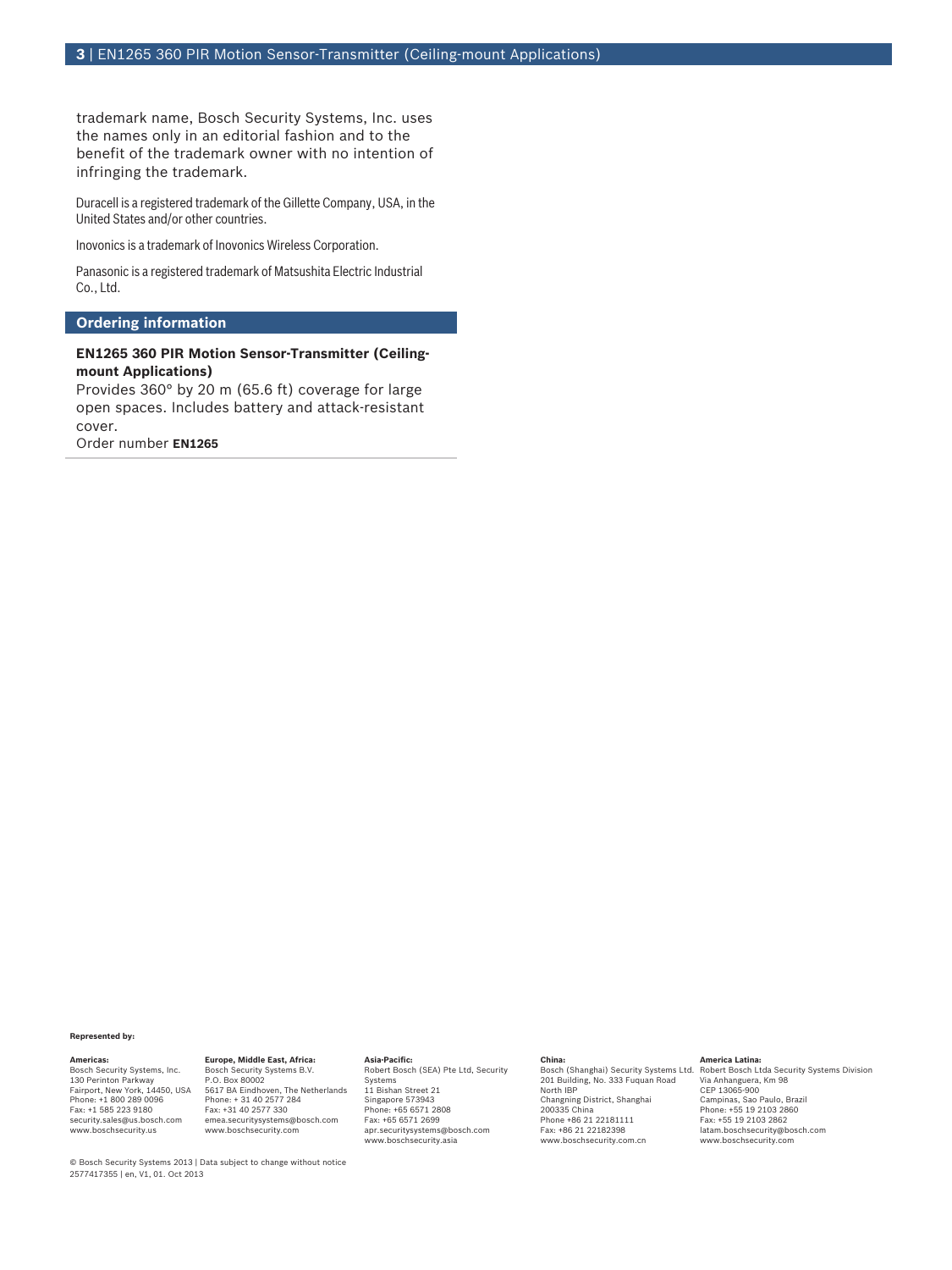trademark name, Bosch Security Systems, Inc. uses the names only in an editorial fashion and to the benefit of the trademark owner with no intention of infringing the trademark.

Duracell is a registered trademark of the Gillette Company, USA, in the United States and/or other countries.

Inovonics is a trademark of Inovonics Wireless Corporation.

Panasonic is a registered trademark of Matsushita Electric Industrial Co., Ltd.

## Ordering information

**EN1265 360 PIR Motion Sensor-Transmitter (Ceiling-mount Applications)**
Provides 360° by 20 m (65.6 ft) coverage for large open spaces. Includes battery and attack-resistant cover.
Order number **EN1265**

**Represented by:**

**Americas:**
Bosch Security Systems, Inc.
130 Perinton Parkway
Fairport, New York, 14450, USA
Phone: +1 800 289 0096
Fax: +1 585 223 9180
security.sales@us.bosch.com
www.boschsecurity.us

**Europe, Middle East, Africa:**
Bosch Security Systems B.V.
P.O. Box 80002
5617 BA Eindhoven, The Netherlands
Phone: + 31 40 2577 284
Fax: +31 40 2577 330
emea.securitysystems@bosch.com
www.boschsecurity.com

**Asia-Pacific:**
Robert Bosch (SEA) Pte Ltd, Security Systems
11 Bishan Street 21
Singapore 573943
Phone: +65 6571 2808
Fax: +65 6571 2699
apr.securitysystems@bosch.com
www.boschsecurity.asia

**China:**
Bosch (Shanghai) Security Systems Ltd.
201 Building, No. 333 Fuquan Road
North IBP
Changning District, Shanghai
200335 China
Phone +86 21 22181111
Fax: +86 21 22182398
www.boschsecurity.com.cn

**America Latina:**
Robert Bosch Ltda Security Systems Division
Via Anhanguera, Km 98
CEP 13065-900
Campinas, Sao Paulo, Brazil
Phone: +55 19 2103 2860
Fax: +55 19 2103 2862
latam.boschsecurity@bosch.com
www.boschsecurity.com

© Bosch Security Systems 2013 | Data subject to change without notice
2577417355 | en, V1, 01. Oct 2013